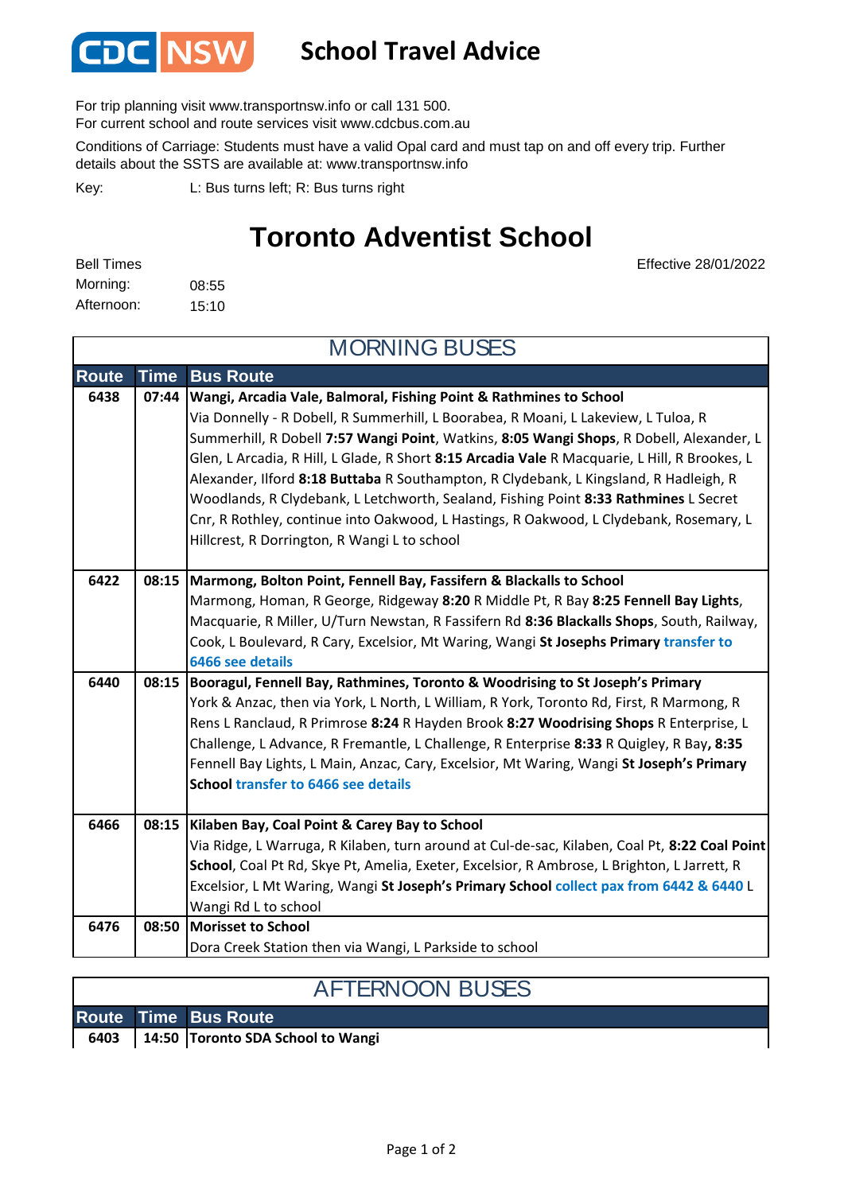CDC NSW

# School Travel Advice

For trip planning visit www.transportnsw.info or call 131 500.
For current school and route services visit www.cdcbus.com.au

Conditions of Carriage: Students must have a valid Opal card and must tap on and off every trip. Further details about the SSTS are available at: www.transportnsw.info

Key: L: Bus turns left; R: Bus turns right

## Toronto Adventist School

Effective 28/01/2022

Bell Times
Morning: 08:55
Afternoon: 15:10

### MORNING BUSES

| Route | Time | Bus Route |
|---|---|---|
| 6438 | 07:44 | **Wangi, Arcadia Vale, Balmoral, Fishing Point & Rathmines to School**<br>Via Donnelly - R Dobell, R Summerhill, L Boorabea, R Moani, L Lakeview, L Tuloa, R Summerhill, R Dobell **7:57 Wangi Point**, Watkins, **8:05 Wangi Shops**, R Dobell, Alexander, L Glen, L Arcadia, R Hill, L Glade, R Short **8:15 Arcadia Vale** R Macquarie, L Hill, R Brookes, L Alexander, Ilford **8:18 Buttaba** R Southampton, R Clydebank, L Kingsland, R Hadleigh, R Woodlands, R Clydebank, L Letchworth, Sealand, Fishing Point **8:33 Rathmines** L Secret Cnr, R Rothley, continue into Oakwood, L Hastings, R Oakwood, L Clydebank, Rosemary, L Hillcrest, R Dorrington, R Wangi L to school |
| 6422 | 08:15 | **Marmong, Bolton Point, Fennell Bay, Fassifern & Blackalls to School**<br>Marmong, Homan, R George, Ridgeway **8:20** R Middle Pt, R Bay **8:25 Fennell Bay Lights**, Macquarie, R Miller, U/Turn Newstan, R Fassifern Rd **8:36 Blackalls Shops**, South, Railway, Cook, L Boulevard, R Cary, Excelsior, Mt Waring, Wangi **St Josephs Primary** transfer to 6466 see details |
| 6440 | 08:15 | **Booragul, Fennell Bay, Rathmines, Toronto & Woodrising to St Joseph's Primary**<br>York & Anzac, then via York, L North, L William, R York, Toronto Rd, First, R Marmong, R Rens L Ranclaud, R Primrose **8:24** R Hayden Brook **8:27 Woodrising Shops** R Enterprise, L Challenge, L Advance, R Fremantle, L Challenge, R Enterprise **8:33** R Quigley, R Bay**, 8:35** Fennell Bay Lights, L Main, Anzac, Cary, Excelsior, Mt Waring, Wangi **St Joseph's Primary School** transfer to 6466 see details |
| 6466 | 08:15 | **Kilaben Bay, Coal Point & Carey Bay to School**<br>Via Ridge, L Warruga, R Kilaben, turn around at Cul-de-sac, Kilaben, Coal Pt, **8:22 Coal Point School**, Coal Pt Rd, Skye Pt, Amelia, Exeter, Excelsior, R Ambrose, L Brighton, L Jarrett, R Excelsior, L Mt Waring, Wangi **St Joseph's Primary School** collect pax from 6442 & 6440 L Wangi Rd L to school |
| 6476 | 08:50 | **Morisset to School**<br>Dora Creek Station then via Wangi, L Parkside to school |

### AFTERNOON BUSES

| Route | Time | Bus Route |
|---|---|---|
| 6403 | 14:50 | **Toronto SDA School to Wangi** |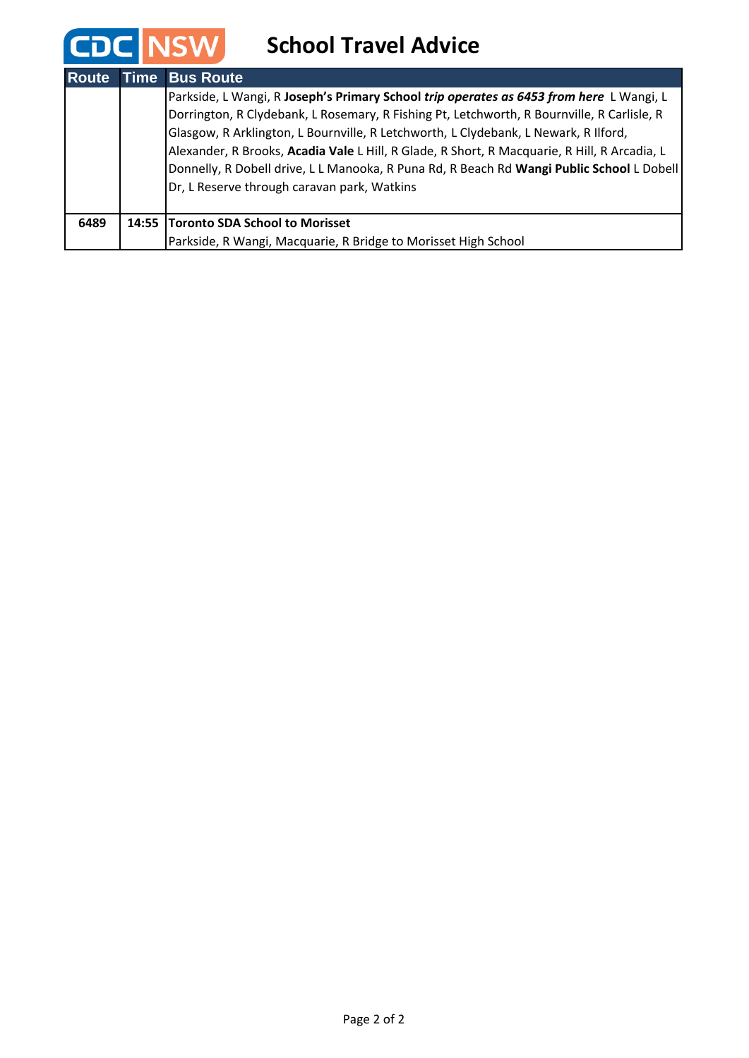# School Travel Advice

| Route | Time | Bus Route |
|---|---|---|
| | | Parkside, L Wangi, R **Joseph's Primary School** ***trip operates as 6453 from here*** L Wangi, L Dorrington, R Clydebank, L Rosemary, R Fishing Pt, Letchworth, R Bournville, R Carlisle, R Glasgow, R Arklington, L Bournville, R Letchworth, L Clydebank, L Newark, R Ilford, Alexander, R Brooks, **Acadia Vale** L Hill, R Glade, R Short, R Macquarie, R Hill, R Arcadia, L Donnelly, R Dobell drive, L L Manooka, R Puna Rd, R Beach Rd **Wangi Public School** L Dobell Dr, L Reserve through caravan park, Watkins |
| **6489** | **14:55** | **Toronto SDA School to Morisset**<br>Parkside, R Wangi, Macquarie, R Bridge to Morisset High School |